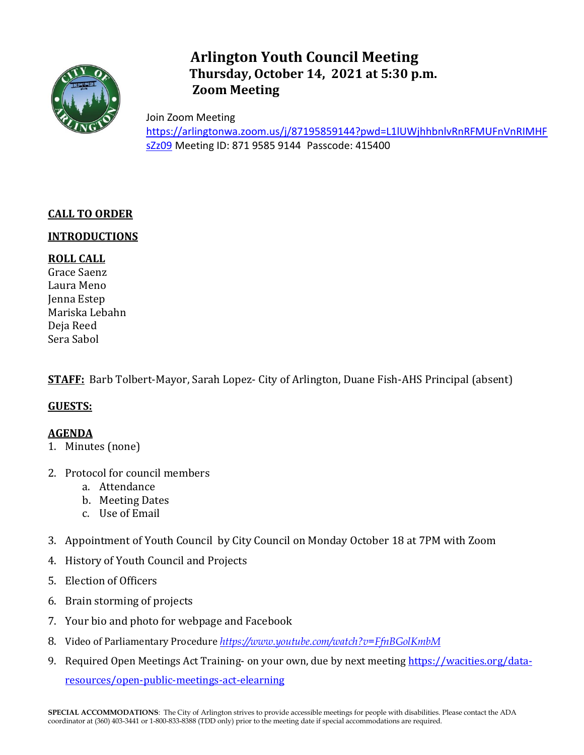# Arlington Youth Council Meeting
## Thursday, October 14, 2021 at 5:30 p.m.
## Zoom Meeting

Join Zoom Meeting
https://arlingtonwa.zoom.us/j/87195859144?pwd=L1lUWjhhbnlvRnRFMUFnVnRIMHFsZz09 Meeting ID: 871 9585 9144 Passcode: 415400

**CALL TO ORDER**

**INTRODUCTIONS**

**ROLL CALL**

Grace Saenz
Laura Meno
Jenna Estep
Mariska Lebahn
Deja Reed
Sera Sabol

**STAFF:** Barb Tolbert-Mayor, Sarah Lopez- City of Arlington, Duane Fish-AHS Principal (absent)

**GUESTS:**

**AGENDA**

1. Minutes (none)
2. Protocol for council members
   a. Attendance
   b. Meeting Dates
   c. Use of Email
3. Appointment of Youth Council by City Council on Monday October 18 at 7PM with Zoom
4. History of Youth Council and Projects
5. Election of Officers
6. Brain storming of projects
7. Your bio and photo for webpage and Facebook
8. Video of Parliamentary Procedure *https://www.youtube.com/watch?v=FfnBGolKmbM*
9. Required Open Meetings Act Training- on your own, due by next meeting https://wacities.org/data-resources/open-public-meetings-act-elearning

**SPECIAL ACCOMMODATIONS**: The City of Arlington strives to provide accessible meetings for people with disabilities. Please contact the ADA coordinator at (360) 403-3441 or 1-800-833-8388 (TDD only) prior to the meeting date if special accommodations are required.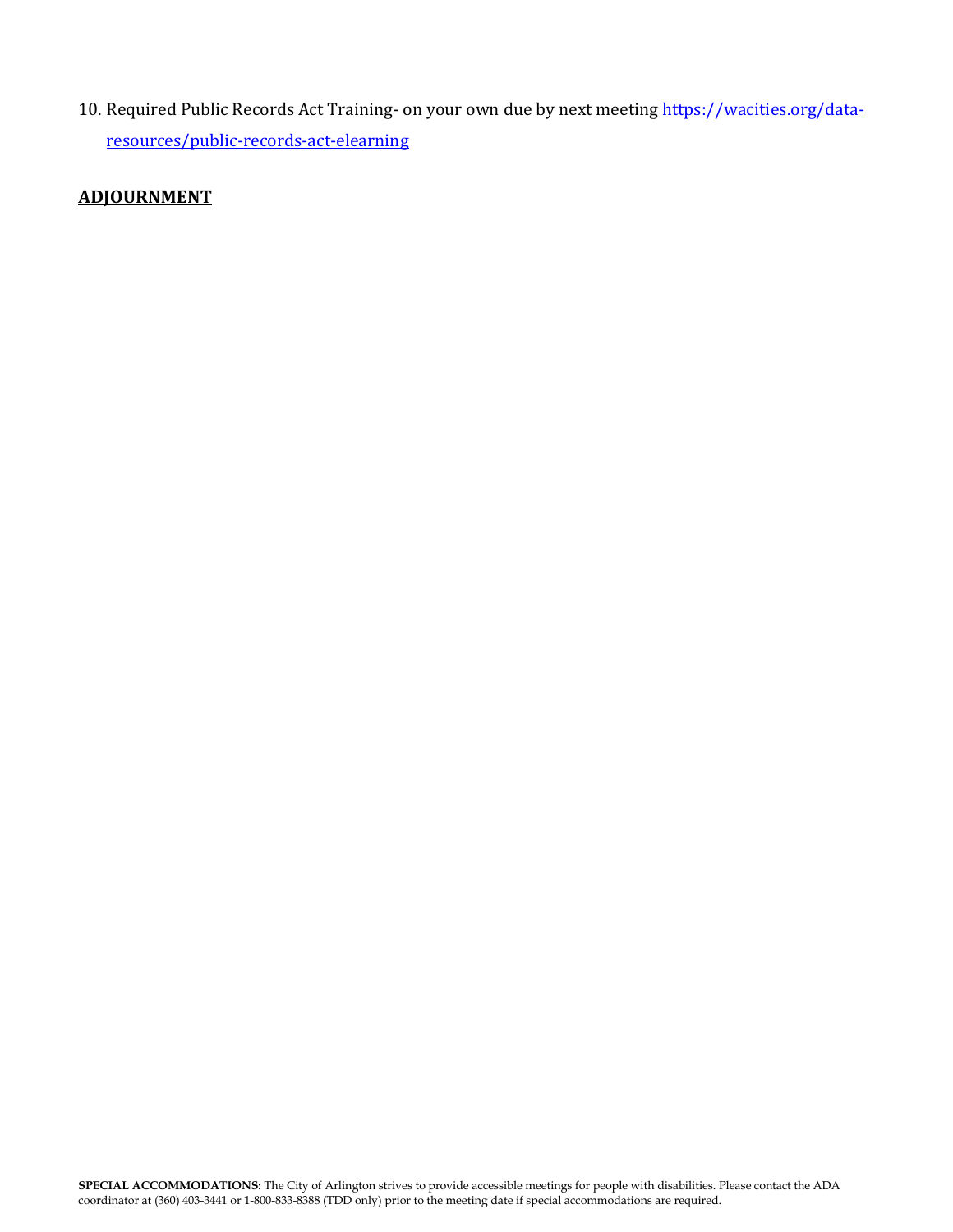10. Required Public Records Act Training- on your own due by next meeting [https://wacities.org/data-resources/public-records-act-elearning](https://wacities.org/data-resources/public-records-act-elearning)

**ADJOURNMENT**

**SPECIAL ACCOMMODATIONS:** The City of Arlington strives to provide accessible meetings for people with disabilities. Please contact the ADA coordinator at (360) 403-3441 or 1-800-833-8388 (TDD only) prior to the meeting date if special accommodations are required.